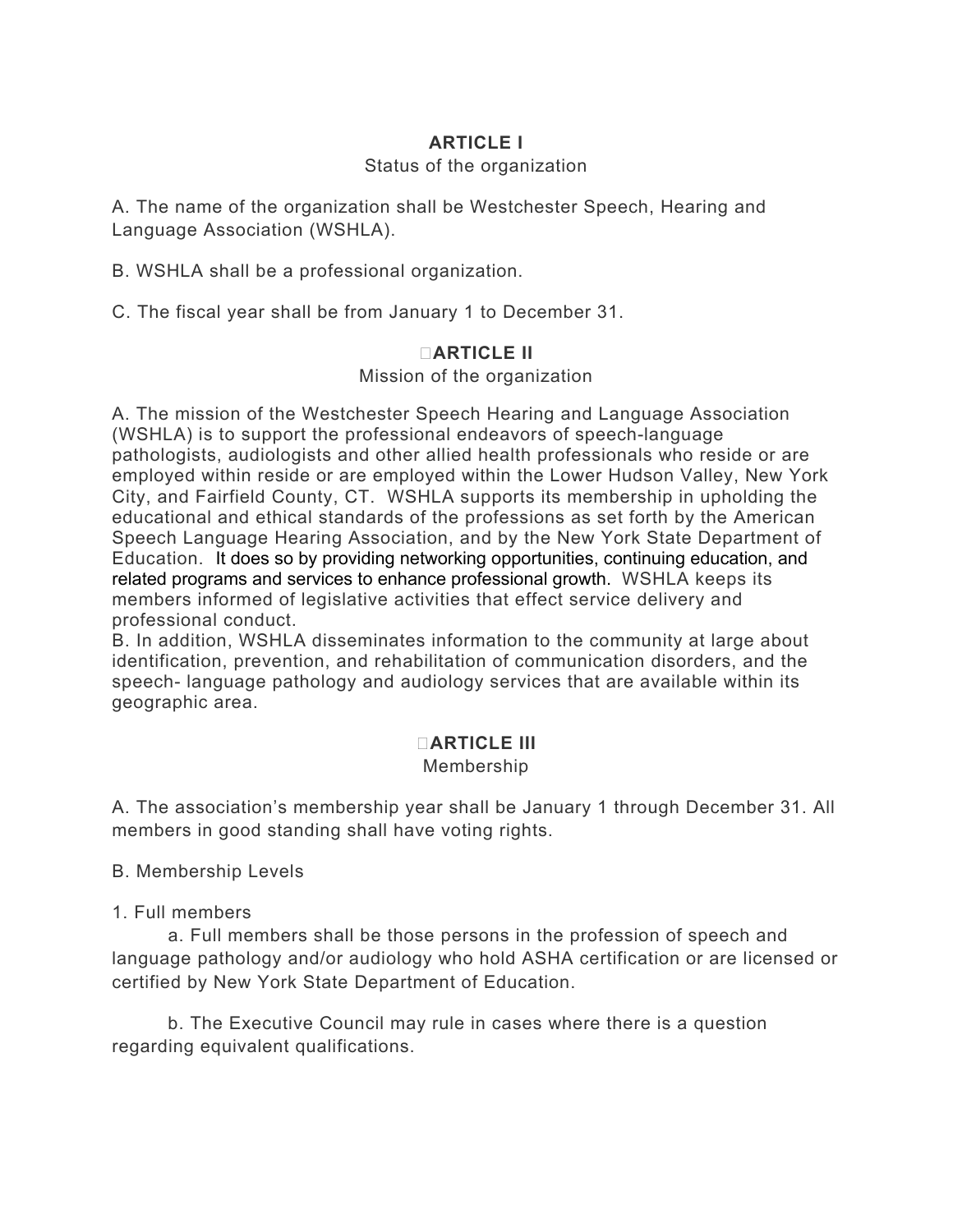## ARTICLE I

Status of the organization

A. The name of the organization shall be Westchester Speech, Hearing and Language Association (WSHLA).

B. WSHLA shall be a professional organization.

C. The fiscal year shall be from January 1 to December 31.

## ARTICLE II

Mission of the organization

A. The mission of the Westchester Speech Hearing and Language Association (WSHLA) is to support the professional endeavors of speech-language pathologists, audiologists and other allied health professionals who reside or are employed within reside or are employed within the Lower Hudson Valley, New York City, and Fairfield County, CT. WSHLA supports its membership in upholding the educational and ethical standards of the professions as set forth by the American Speech Language Hearing Association, and by the New York State Department of Education. It does so by providing networking opportunities, continuing education, and related programs and services to enhance professional growth. WSHLA keeps its members informed of legislative activities that effect service delivery and professional conduct.

B. In addition, WSHLA disseminates information to the community at large about identification, prevention, and rehabilitation of communication disorders, and the speech- language pathology and audiology services that are available within its geographic area.

## ARTICLE III

Membership

A. The association's membership year shall be January 1 through December 31. All members in good standing shall have voting rights.

B. Membership Levels

1. Full members

   a. Full members shall be those persons in the profession of speech and language pathology and/or audiology who hold ASHA certification or are licensed or certified by New York State Department of Education.

   b. The Executive Council may rule in cases where there is a question regarding equivalent qualifications.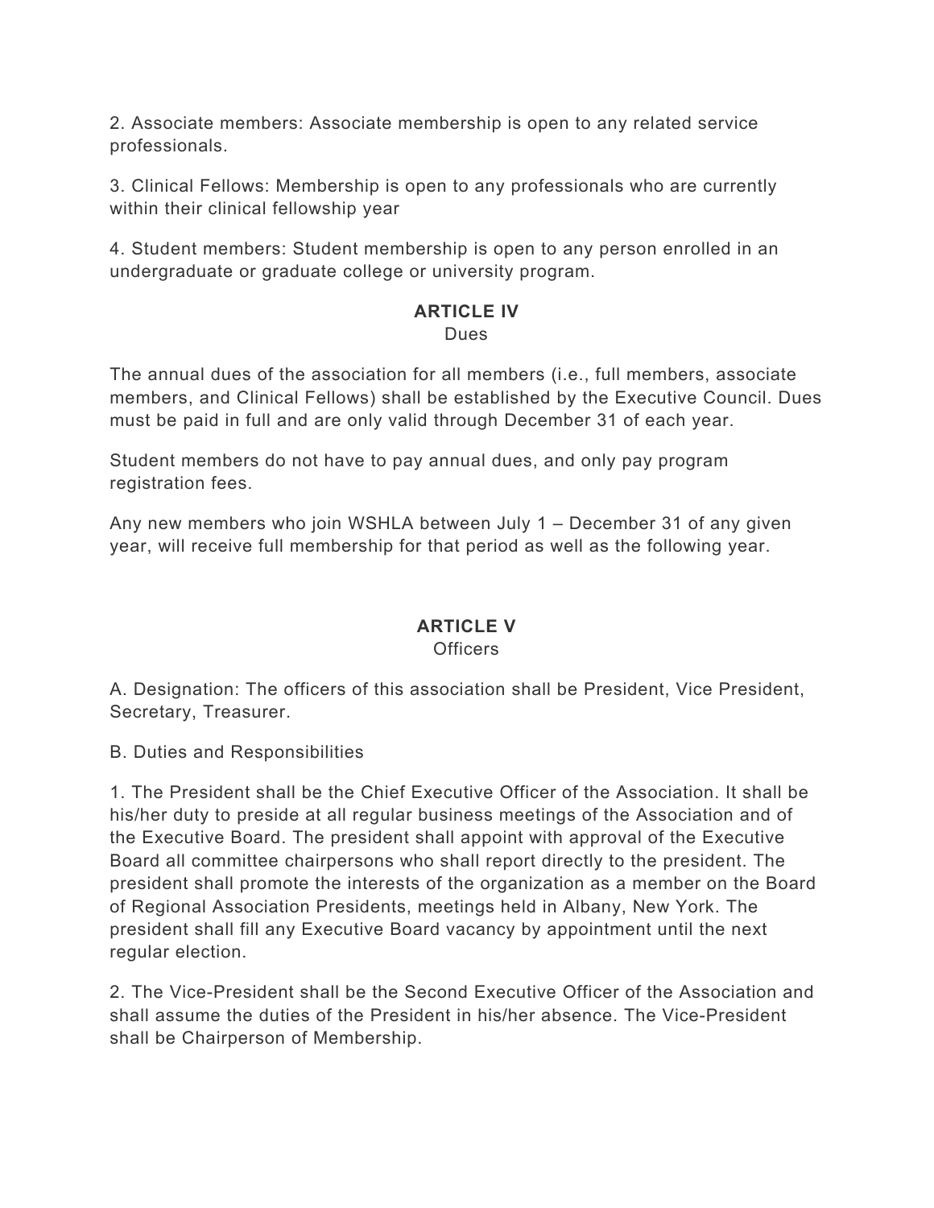2. Associate members: Associate membership is open to any related service professionals.

3. Clinical Fellows: Membership is open to any professionals who are currently within their clinical fellowship year

4. Student members: Student membership is open to any person enrolled in an undergraduate or graduate college or university program.

## ARTICLE IV
Dues

The annual dues of the association for all members (i.e., full members, associate members, and Clinical Fellows) shall be established by the Executive Council. Dues must be paid in full and are only valid through December 31 of each year.

Student members do not have to pay annual dues, and only pay program registration fees.

Any new members who join WSHLA between July 1 – December 31 of any given year, will receive full membership for that period as well as the following year.

## ARTICLE V
Officers

A. Designation: The officers of this association shall be President, Vice President, Secretary, Treasurer.

B. Duties and Responsibilities

1. The President shall be the Chief Executive Officer of the Association. It shall be his/her duty to preside at all regular business meetings of the Association and of the Executive Board. The president shall appoint with approval of the Executive Board all committee chairpersons who shall report directly to the president. The president shall promote the interests of the organization as a member on the Board of Regional Association Presidents, meetings held in Albany, New York. The president shall fill any Executive Board vacancy by appointment until the next regular election.

2. The Vice-President shall be the Second Executive Officer of the Association and shall assume the duties of the President in his/her absence. The Vice-President shall be Chairperson of Membership.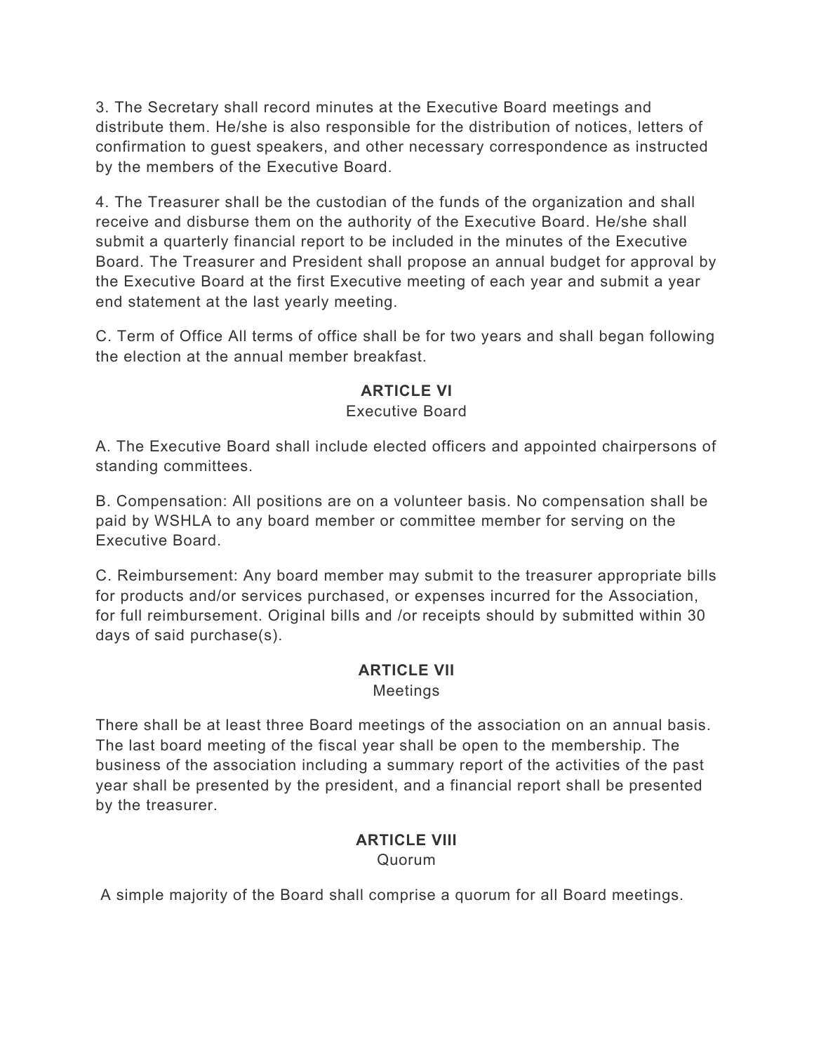3. The Secretary shall record minutes at the Executive Board meetings and distribute them. He/she is also responsible for the distribution of notices, letters of confirmation to guest speakers, and other necessary correspondence as instructed by the members of the Executive Board.

4. The Treasurer shall be the custodian of the funds of the organization and shall receive and disburse them on the authority of the Executive Board. He/she shall submit a quarterly financial report to be included in the minutes of the Executive Board. The Treasurer and President shall propose an annual budget for approval by the Executive Board at the first Executive meeting of each year and submit a year end statement at the last yearly meeting.

C. Term of Office All terms of office shall be for two years and shall began following the election at the annual member breakfast.

## ARTICLE VI

Executive Board

A. The Executive Board shall include elected officers and appointed chairpersons of standing committees.

B. Compensation: All positions are on a volunteer basis. No compensation shall be paid by WSHLA to any board member or committee member for serving on the Executive Board.

C. Reimbursement: Any board member may submit to the treasurer appropriate bills for products and/or services purchased, or expenses incurred for the Association, for full reimbursement. Original bills and /or receipts should by submitted within 30 days of said purchase(s).

## ARTICLE VII

Meetings

There shall be at least three Board meetings of the association on an annual basis. The last board meeting of the fiscal year shall be open to the membership. The business of the association including a summary report of the activities of the past year shall be presented by the president, and a financial report shall be presented by the treasurer.

## ARTICLE VIII

Quorum

A simple majority of the Board shall comprise a quorum for all Board meetings.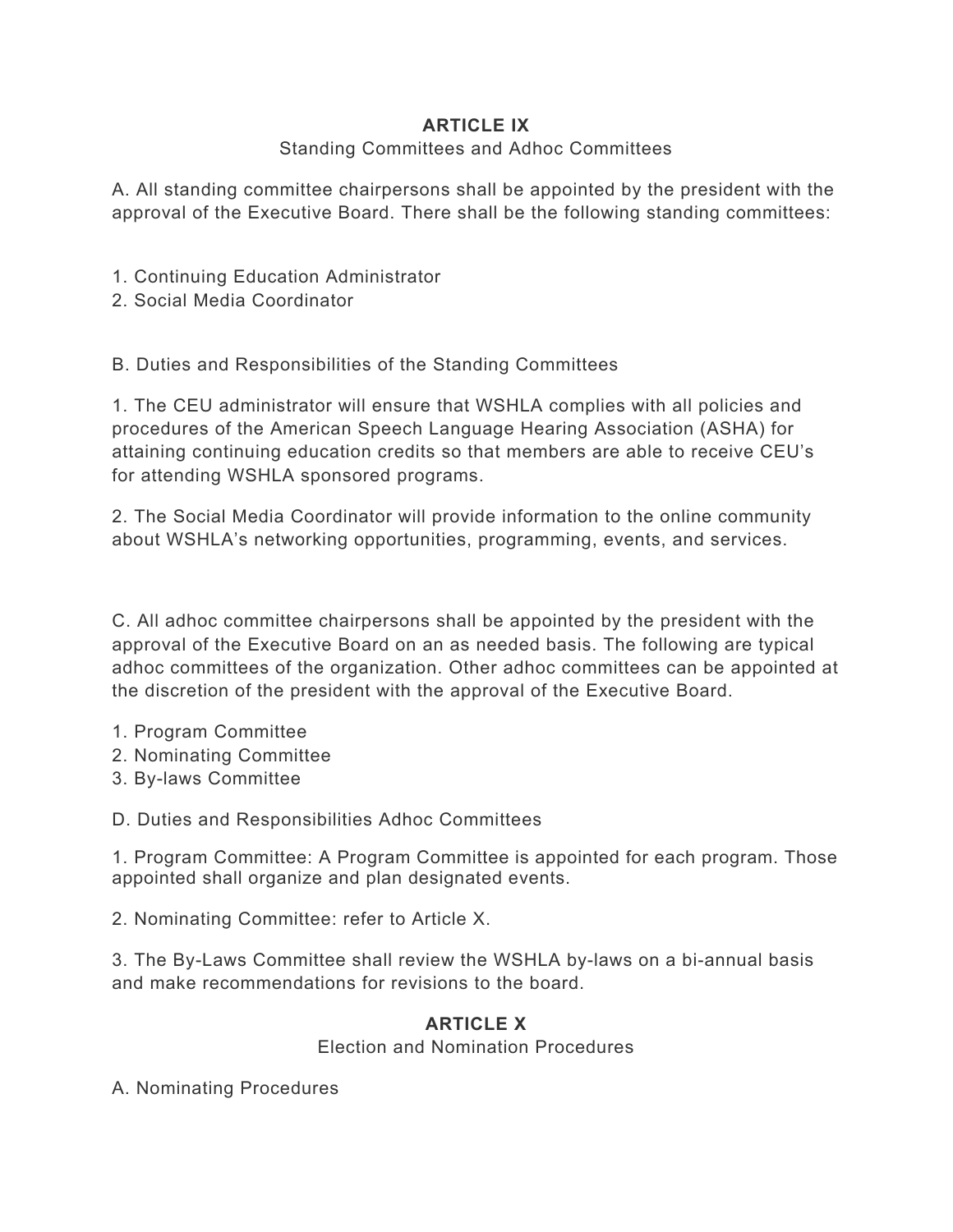## ARTICLE IX

Standing Committees and Adhoc Committees

A. All standing committee chairpersons shall be appointed by the president with the approval of the Executive Board. There shall be the following standing committees:

1. Continuing Education Administrator
2. Social Media Coordinator

B. Duties and Responsibilities of the Standing Committees

1. The CEU administrator will ensure that WSHLA complies with all policies and procedures of the American Speech Language Hearing Association (ASHA) for attaining continuing education credits so that members are able to receive CEU's for attending WSHLA sponsored programs.

2. The Social Media Coordinator will provide information to the online community about WSHLA's networking opportunities, programming, events, and services.

C. All adhoc committee chairpersons shall be appointed by the president with the approval of the Executive Board on an as needed basis. The following are typical adhoc committees of the organization. Other adhoc committees can be appointed at the discretion of the president with the approval of the Executive Board.

1. Program Committee
2. Nominating Committee
3. By-laws Committee

D. Duties and Responsibilities Adhoc Committees

1. Program Committee: A Program Committee is appointed for each program. Those appointed shall organize and plan designated events.

2. Nominating Committee: refer to Article X.

3. The By-Laws Committee shall review the WSHLA by-laws on a bi-annual basis and make recommendations for revisions to the board.

## ARTICLE X

Election and Nomination Procedures

A. Nominating Procedures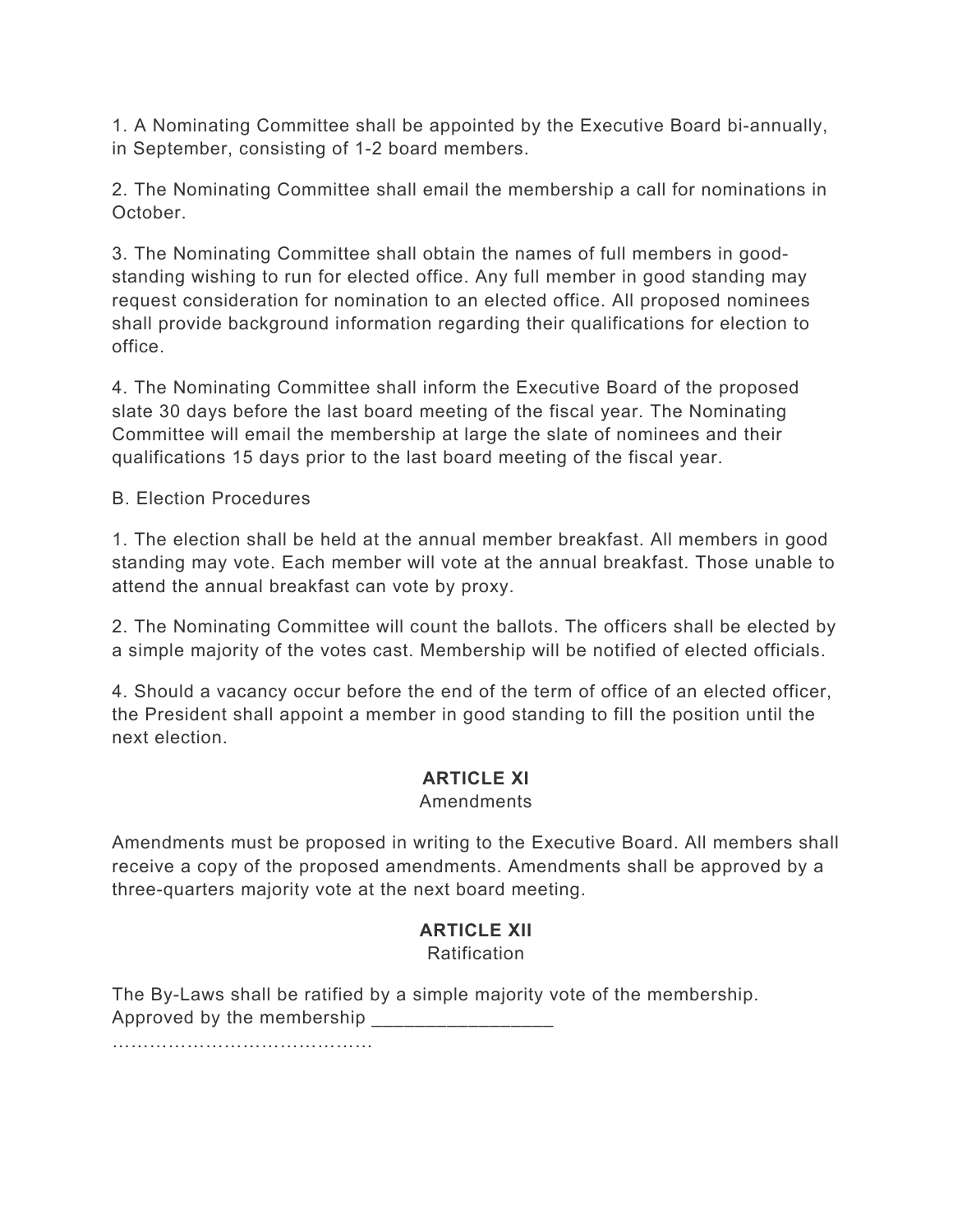1. A Nominating Committee shall be appointed by the Executive Board bi-annually, in September, consisting of 1-2 board members.

2. The Nominating Committee shall email the membership a call for nominations in October.

3. The Nominating Committee shall obtain the names of full members in good-standing wishing to run for elected office. Any full member in good standing may request consideration for nomination to an elected office. All proposed nominees shall provide background information regarding their qualifications for election to office.

4. The Nominating Committee shall inform the Executive Board of the proposed slate 30 days before the last board meeting of the fiscal year. The Nominating Committee will email the membership at large the slate of nominees and their qualifications 15 days prior to the last board meeting of the fiscal year.

B. Election Procedures

1. The election shall be held at the annual member breakfast. All members in good standing may vote. Each member will vote at the annual breakfast. Those unable to attend the annual breakfast can vote by proxy.

2. The Nominating Committee will count the ballots. The officers shall be elected by a simple majority of the votes cast. Membership will be notified of elected officials.

4. Should a vacancy occur before the end of the term of office of an elected officer, the President shall appoint a member in good standing to fill the position until the next election.

## ARTICLE XI

Amendments

Amendments must be proposed in writing to the Executive Board. All members shall receive a copy of the proposed amendments. Amendments shall be approved by a three-quarters majority vote at the next board meeting.

## ARTICLE XII

Ratification

The By-Laws shall be ratified by a simple majority vote of the membership.
Approved by the membership _________________
……………………………………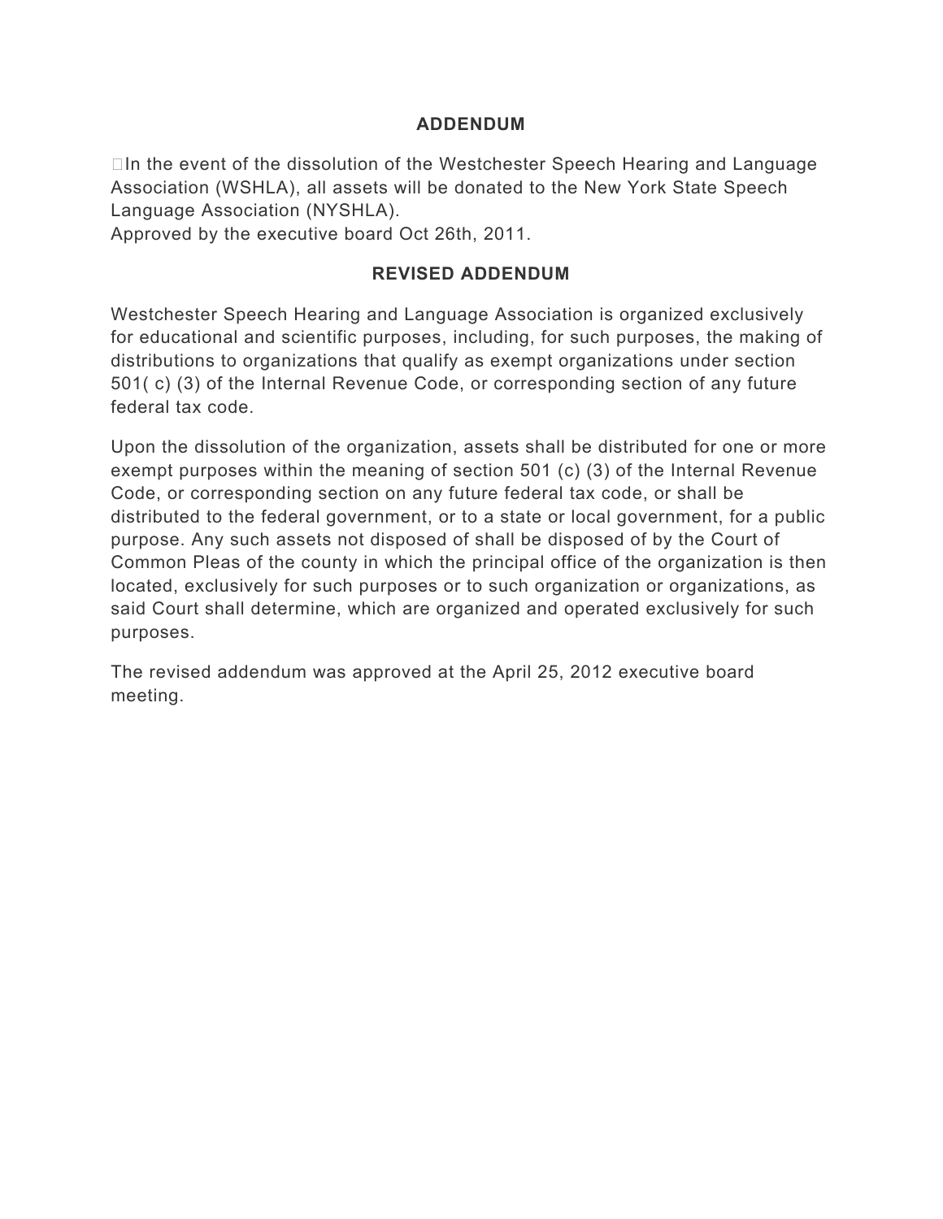## ADDENDUM

In the event of the dissolution of the Westchester Speech Hearing and Language Association (WSHLA), all assets will be donated to the New York State Speech Language Association (NYSHLA).
Approved by the executive board Oct 26th, 2011.

## REVISED ADDENDUM

Westchester Speech Hearing and Language Association is organized exclusively for educational and scientific purposes, including, for such purposes, the making of distributions to organizations that qualify as exempt organizations under section 501( c) (3) of the Internal Revenue Code, or corresponding section of any future federal tax code.

Upon the dissolution of the organization, assets shall be distributed for one or more exempt purposes within the meaning of section 501 (c) (3) of the Internal Revenue Code, or corresponding section on any future federal tax code, or shall be distributed to the federal government, or to a state or local government, for a public purpose. Any such assets not disposed of shall be disposed of by the Court of Common Pleas of the county in which the principal office of the organization is then located, exclusively for such purposes or to such organization or organizations, as said Court shall determine, which are organized and operated exclusively for such purposes.

The revised addendum was approved at the April 25, 2012 executive board meeting.